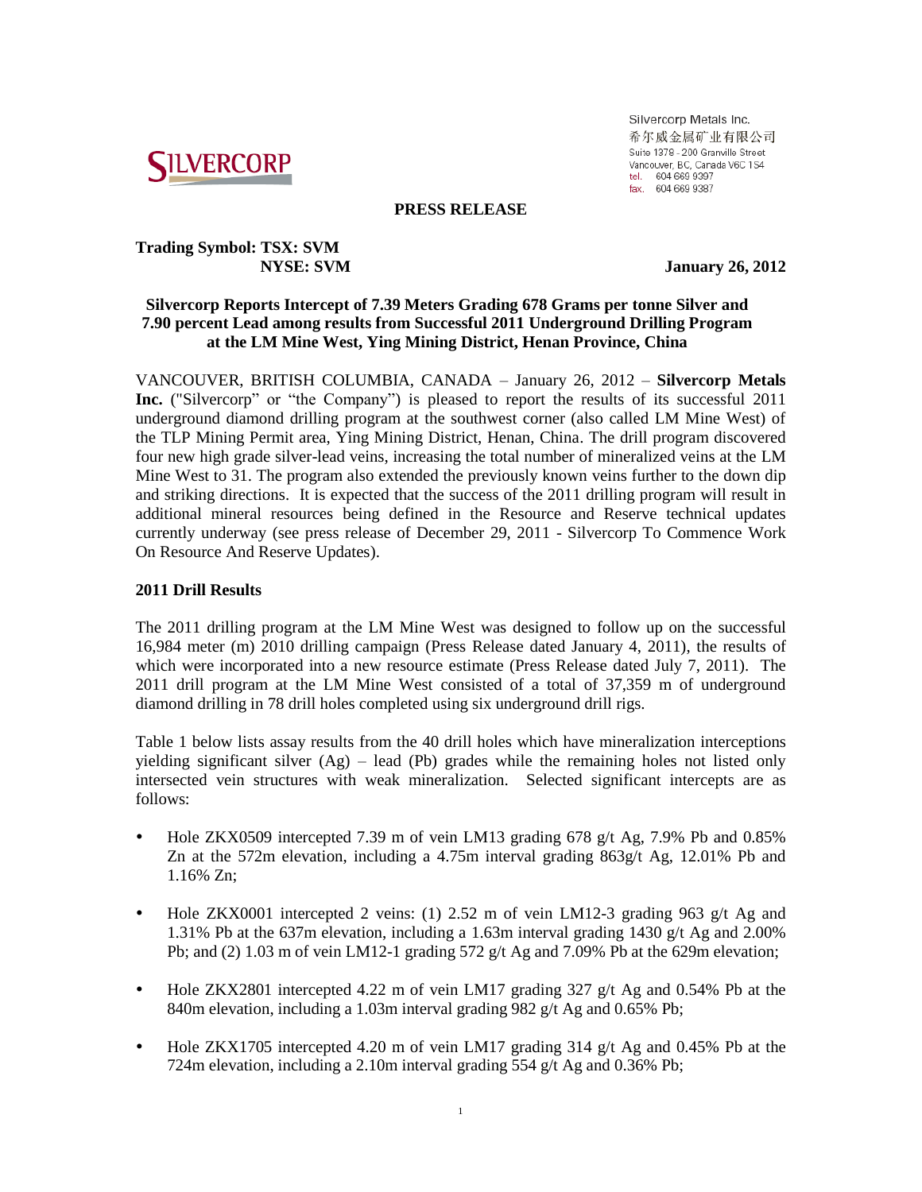SILVERCORP

Silvercorp Metals Inc.
希尔威金属矿业有限公司
Suite 1378 - 200 Granville Street
Vancouver, BC, Canada V6C 1S4
tel. 604 669 9397
fax. 604 669 9387

**PRESS RELEASE**

**Trading Symbol: TSX: SVM**
**NYSE: SVM**

**January 26, 2012**

# Silvercorp Reports Intercept of 7.39 Meters Grading 678 Grams per tonne Silver and 7.90 percent Lead among results from Successful 2011 Underground Drilling Program at the LM Mine West, Ying Mining District, Henan Province, China

VANCOUVER, BRITISH COLUMBIA, CANADA – January 26, 2012 – **Silvercorp Metals Inc.** ("Silvercorp" or "the Company") is pleased to report the results of its successful 2011 underground diamond drilling program at the southwest corner (also called LM Mine West) of the TLP Mining Permit area, Ying Mining District, Henan, China. The drill program discovered four new high grade silver-lead veins, increasing the total number of mineralized veins at the LM Mine West to 31. The program also extended the previously known veins further to the down dip and striking directions. It is expected that the success of the 2011 drilling program will result in additional mineral resources being defined in the Resource and Reserve technical updates currently underway (see press release of December 29, 2011 - Silvercorp To Commence Work On Resource And Reserve Updates).

## 2011 Drill Results

The 2011 drilling program at the LM Mine West was designed to follow up on the successful 16,984 meter (m) 2010 drilling campaign (Press Release dated January 4, 2011), the results of which were incorporated into a new resource estimate (Press Release dated July 7, 2011). The 2011 drill program at the LM Mine West consisted of a total of 37,359 m of underground diamond drilling in 78 drill holes completed using six underground drill rigs.

Table 1 below lists assay results from the 40 drill holes which have mineralization interceptions yielding significant silver (Ag) – lead (Pb) grades while the remaining holes not listed only intersected vein structures with weak mineralization. Selected significant intercepts are as follows:

- Hole ZKX0509 intercepted 7.39 m of vein LM13 grading 678 g/t Ag, 7.9% Pb and 0.85% Zn at the 572m elevation, including a 4.75m interval grading 863g/t Ag, 12.01% Pb and 1.16% Zn;
- Hole ZKX0001 intercepted 2 veins: (1) 2.52 m of vein LM12-3 grading 963 g/t Ag and 1.31% Pb at the 637m elevation, including a 1.63m interval grading 1430 g/t Ag and 2.00% Pb; and (2) 1.03 m of vein LM12-1 grading 572 g/t Ag and 7.09% Pb at the 629m elevation;
- Hole ZKX2801 intercepted 4.22 m of vein LM17 grading 327 g/t Ag and 0.54% Pb at the 840m elevation, including a 1.03m interval grading 982 g/t Ag and 0.65% Pb;
- Hole ZKX1705 intercepted 4.20 m of vein LM17 grading 314 g/t Ag and 0.45% Pb at the 724m elevation, including a 2.10m interval grading 554 g/t Ag and 0.36% Pb;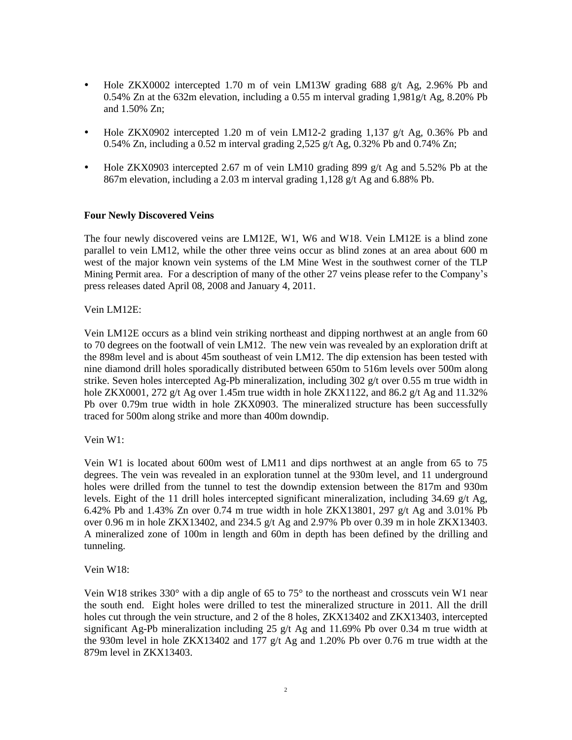- Hole ZKX0002 intercepted 1.70 m of vein LM13W grading 688 g/t Ag, 2.96% Pb and 0.54% Zn at the 632m elevation, including a 0.55 m interval grading 1,981g/t Ag, 8.20% Pb and 1.50% Zn;
- Hole ZKX0902 intercepted 1.20 m of vein LM12-2 grading 1,137 g/t Ag, 0.36% Pb and 0.54% Zn, including a 0.52 m interval grading 2,525 g/t Ag, 0.32% Pb and 0.74% Zn;
- Hole ZKX0903 intercepted 2.67 m of vein LM10 grading 899 g/t Ag and 5.52% Pb at the 867m elevation, including a 2.03 m interval grading 1,128 g/t Ag and 6.88% Pb.

**Four Newly Discovered Veins**

The four newly discovered veins are LM12E, W1, W6 and W18. Vein LM12E is a blind zone parallel to vein LM12, while the other three veins occur as blind zones at an area about 600 m west of the major known vein systems of the LM Mine West in the southwest corner of the TLP Mining Permit area. For a description of many of the other 27 veins please refer to the Company's press releases dated April 08, 2008 and January 4, 2011.

Vein LM12E:

Vein LM12E occurs as a blind vein striking northeast and dipping northwest at an angle from 60 to 70 degrees on the footwall of vein LM12. The new vein was revealed by an exploration drift at the 898m level and is about 45m southeast of vein LM12. The dip extension has been tested with nine diamond drill holes sporadically distributed between 650m to 516m levels over 500m along strike. Seven holes intercepted Ag-Pb mineralization, including 302 g/t over 0.55 m true width in hole ZKX0001, 272 g/t Ag over 1.45m true width in hole ZKX1122, and 86.2 g/t Ag and 11.32% Pb over 0.79m true width in hole ZKX0903. The mineralized structure has been successfully traced for 500m along strike and more than 400m downdip.

Vein W1:

Vein W1 is located about 600m west of LM11 and dips northwest at an angle from 65 to 75 degrees. The vein was revealed in an exploration tunnel at the 930m level, and 11 underground holes were drilled from the tunnel to test the downdip extension between the 817m and 930m levels. Eight of the 11 drill holes intercepted significant mineralization, including 34.69 g/t Ag, 6.42% Pb and 1.43% Zn over 0.74 m true width in hole ZKX13801, 297 g/t Ag and 3.01% Pb over 0.96 m in hole ZKX13402, and 234.5 g/t Ag and 2.97% Pb over 0.39 m in hole ZKX13403. A mineralized zone of 100m in length and 60m in depth has been defined by the drilling and tunneling.

Vein W18:

Vein W18 strikes 330° with a dip angle of 65 to 75° to the northeast and crosscuts vein W1 near the south end. Eight holes were drilled to test the mineralized structure in 2011. All the drill holes cut through the vein structure, and 2 of the 8 holes, ZKX13402 and ZKX13403, intercepted significant Ag-Pb mineralization including 25 g/t Ag and 11.69% Pb over 0.34 m true width at the 930m level in hole ZKX13402 and 177 g/t Ag and 1.20% Pb over 0.76 m true width at the 879m level in ZKX13403.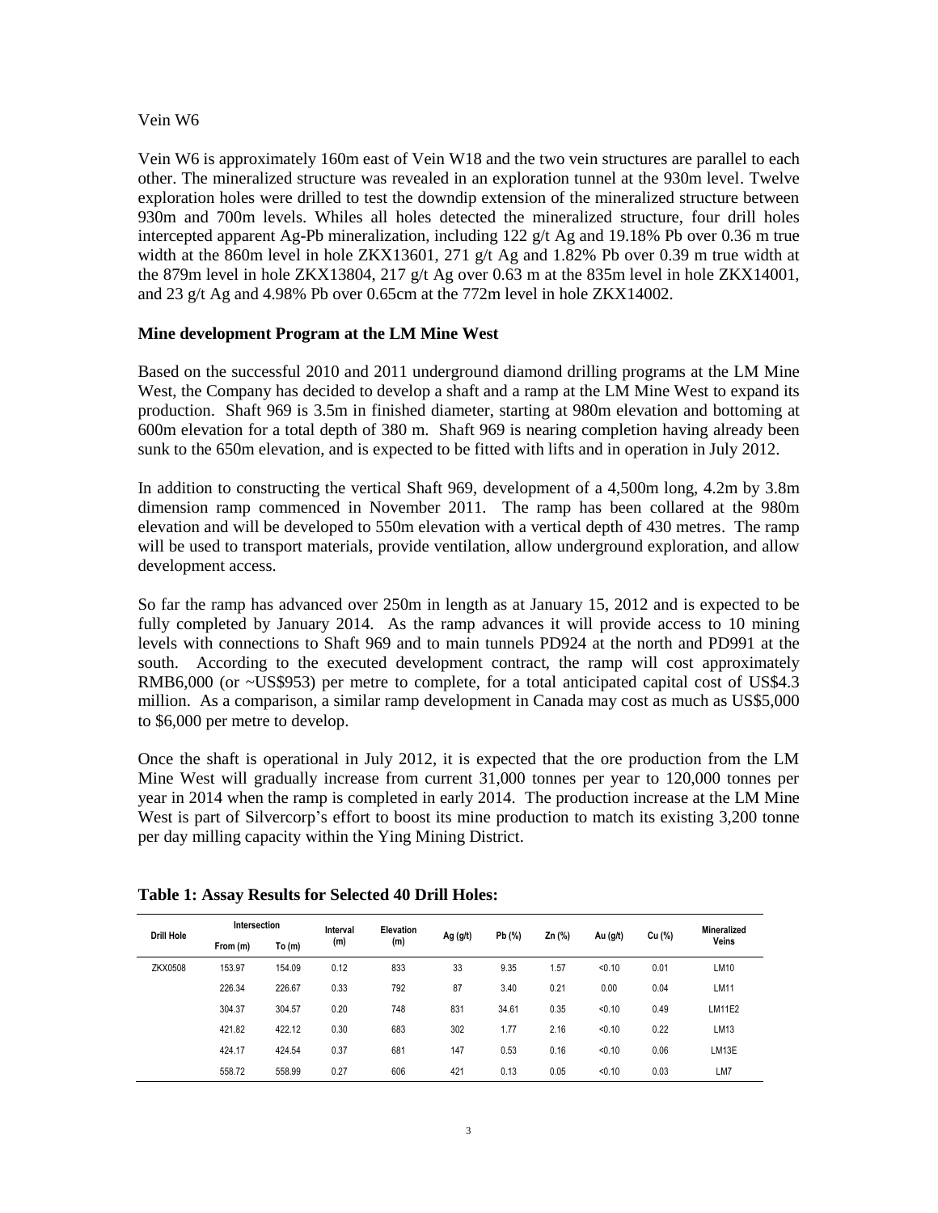Vein W6

Vein W6 is approximately 160m east of Vein W18 and the two vein structures are parallel to each other. The mineralized structure was revealed in an exploration tunnel at the 930m level. Twelve exploration holes were drilled to test the downdip extension of the mineralized structure between 930m and 700m levels. Whiles all holes detected the mineralized structure, four drill holes intercepted apparent Ag-Pb mineralization, including 122 g/t Ag and 19.18% Pb over 0.36 m true width at the 860m level in hole ZKX13601, 271 g/t Ag and 1.82% Pb over 0.39 m true width at the 879m level in hole ZKX13804, 217 g/t Ag over 0.63 m at the 835m level in hole ZKX14001, and 23 g/t Ag and 4.98% Pb over 0.65cm at the 772m level in hole ZKX14002.

**Mine development Program at the LM Mine West**

Based on the successful 2010 and 2011 underground diamond drilling programs at the LM Mine West, the Company has decided to develop a shaft and a ramp at the LM Mine West to expand its production. Shaft 969 is 3.5m in finished diameter, starting at 980m elevation and bottoming at 600m elevation for a total depth of 380 m. Shaft 969 is nearing completion having already been sunk to the 650m elevation, and is expected to be fitted with lifts and in operation in July 2012.

In addition to constructing the vertical Shaft 969, development of a 4,500m long, 4.2m by 3.8m dimension ramp commenced in November 2011. The ramp has been collared at the 980m elevation and will be developed to 550m elevation with a vertical depth of 430 metres. The ramp will be used to transport materials, provide ventilation, allow underground exploration, and allow development access.

So far the ramp has advanced over 250m in length as at January 15, 2012 and is expected to be fully completed by January 2014. As the ramp advances it will provide access to 10 mining levels with connections to Shaft 969 and to main tunnels PD924 at the north and PD991 at the south. According to the executed development contract, the ramp will cost approximately RMB6,000 (or ~US$953) per metre to complete, for a total anticipated capital cost of US$4.3 million. As a comparison, a similar ramp development in Canada may cost as much as US$5,000 to $6,000 per metre to develop.

Once the shaft is operational in July 2012, it is expected that the ore production from the LM Mine West will gradually increase from current 31,000 tonnes per year to 120,000 tonnes per year in 2014 when the ramp is completed in early 2014. The production increase at the LM Mine West is part of Silvercorp's effort to boost its mine production to match its existing 3,200 tonne per day milling capacity within the Ying Mining District.

**Table 1: Assay Results for Selected 40 Drill Holes:**

| Drill Hole | Intersection | | Interval (m) | Elevation (m) | Ag (g/t) | Pb (%) | Zn (%) | Au (g/t) | Cu (%) | Mineralized Veins |
|---|---|---|---|---|---|---|---|---|---|---|
| | From (m) | To (m) | | | | | | | | |
| ZKX0508 | 153.97 | 154.09 | 0.12 | 833 | 33 | 9.35 | 1.57 | <0.10 | 0.01 | LM10 |
| | 226.34 | 226.67 | 0.33 | 792 | 87 | 3.40 | 0.21 | 0.00 | 0.04 | LM11 |
| | 304.37 | 304.57 | 0.20 | 748 | 831 | 34.61 | 0.35 | <0.10 | 0.49 | LM11E2 |
| | 421.82 | 422.12 | 0.30 | 683 | 302 | 1.77 | 2.16 | <0.10 | 0.22 | LM13 |
| | 424.17 | 424.54 | 0.37 | 681 | 147 | 0.53 | 0.16 | <0.10 | 0.06 | LM13E |
| | 558.72 | 558.99 | 0.27 | 606 | 421 | 0.13 | 0.05 | <0.10 | 0.03 | LM7 |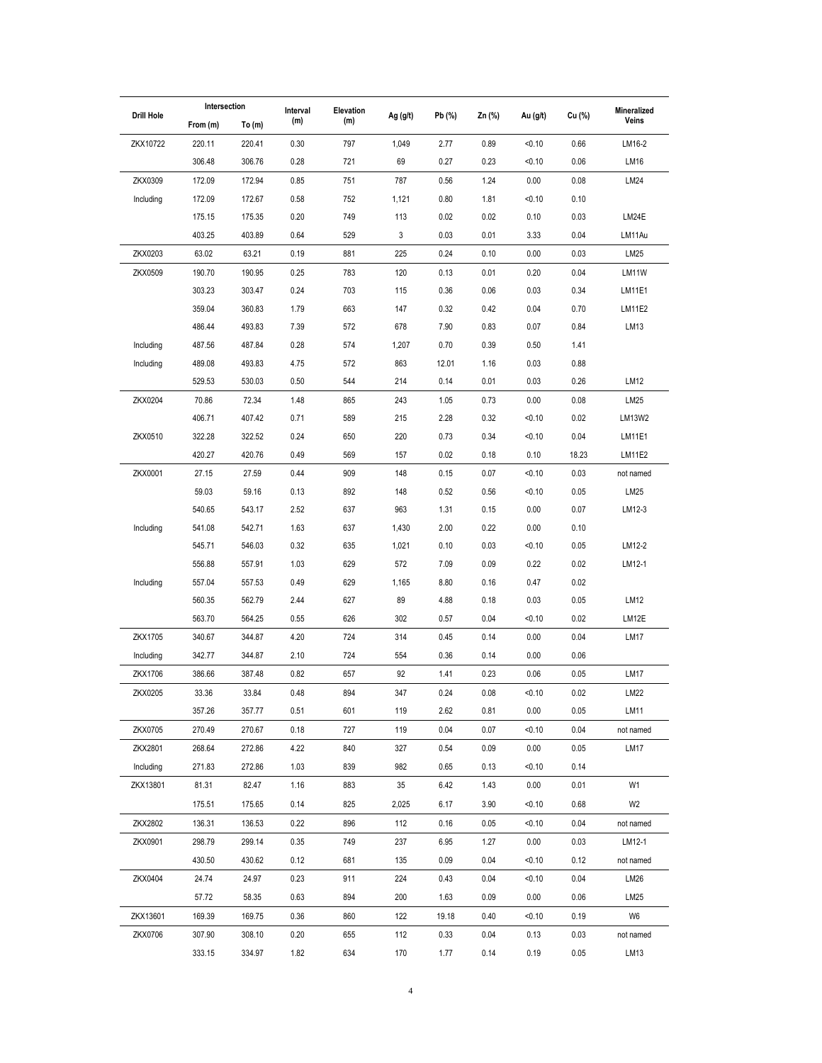| Drill Hole | Intersection | | Interval (m) | Elevation (m) | Ag (g/t) | Pb (%) | Zn (%) | Au (g/t) | Cu (%) | Mineralized Veins |
|---|---|---|---|---|---|---|---|---|---|---|
| | From (m) | To (m) | | | | | | | | |
| ZKX10722 | 220.11 | 220.41 | 0.30 | 797 | 1,049 | 2.77 | 0.89 | <0.10 | 0.66 | LM16-2 |
| | 306.48 | 306.76 | 0.28 | 721 | 69 | 0.27 | 0.23 | <0.10 | 0.06 | LM16 |
| ZKX0309 | 172.09 | 172.94 | 0.85 | 751 | 787 | 0.56 | 1.24 | 0.00 | 0.08 | LM24 |
| Including | 172.09 | 172.67 | 0.58 | 752 | 1,121 | 0.80 | 1.81 | <0.10 | 0.10 | |
| | 175.15 | 175.35 | 0.20 | 749 | 113 | 0.02 | 0.02 | 0.10 | 0.03 | LM24E |
| | 403.25 | 403.89 | 0.64 | 529 | 3 | 0.03 | 0.01 | 3.33 | 0.04 | LM11Au |
| ZKX0203 | 63.02 | 63.21 | 0.19 | 881 | 225 | 0.24 | 0.10 | 0.00 | 0.03 | LM25 |
| ZKX0509 | 190.70 | 190.95 | 0.25 | 783 | 120 | 0.13 | 0.01 | 0.20 | 0.04 | LM11W |
| | 303.23 | 303.47 | 0.24 | 703 | 115 | 0.36 | 0.06 | 0.03 | 0.34 | LM11E1 |
| | 359.04 | 360.83 | 1.79 | 663 | 147 | 0.32 | 0.42 | 0.04 | 0.70 | LM11E2 |
| | 486.44 | 493.83 | 7.39 | 572 | 678 | 7.90 | 0.83 | 0.07 | 0.84 | LM13 |
| Including | 487.56 | 487.84 | 0.28 | 574 | 1,207 | 0.70 | 0.39 | 0.50 | 1.41 | |
| Including | 489.08 | 493.83 | 4.75 | 572 | 863 | 12.01 | 1.16 | 0.03 | 0.88 | |
| | 529.53 | 530.03 | 0.50 | 544 | 214 | 0.14 | 0.01 | 0.03 | 0.26 | LM12 |
| ZKX0204 | 70.86 | 72.34 | 1.48 | 865 | 243 | 1.05 | 0.73 | 0.00 | 0.08 | LM25 |
| | 406.71 | 407.42 | 0.71 | 589 | 215 | 2.28 | 0.32 | <0.10 | 0.02 | LM13W2 |
| ZKX0510 | 322.28 | 322.52 | 0.24 | 650 | 220 | 0.73 | 0.34 | <0.10 | 0.04 | LM11E1 |
| | 420.27 | 420.76 | 0.49 | 569 | 157 | 0.02 | 0.18 | 0.10 | 18.23 | LM11E2 |
| ZKX0001 | 27.15 | 27.59 | 0.44 | 909 | 148 | 0.15 | 0.07 | <0.10 | 0.03 | not named |
| | 59.03 | 59.16 | 0.13 | 892 | 148 | 0.52 | 0.56 | <0.10 | 0.05 | LM25 |
| | 540.65 | 543.17 | 2.52 | 637 | 963 | 1.31 | 0.15 | 0.00 | 0.07 | LM12-3 |
| Including | 541.08 | 542.71 | 1.63 | 637 | 1,430 | 2.00 | 0.22 | 0.00 | 0.10 | |
| | 545.71 | 546.03 | 0.32 | 635 | 1,021 | 0.10 | 0.03 | <0.10 | 0.05 | LM12-2 |
| | 556.88 | 557.91 | 1.03 | 629 | 572 | 7.09 | 0.09 | 0.22 | 0.02 | LM12-1 |
| Including | 557.04 | 557.53 | 0.49 | 629 | 1,165 | 8.80 | 0.16 | 0.47 | 0.02 | |
| | 560.35 | 562.79 | 2.44 | 627 | 89 | 4.88 | 0.18 | 0.03 | 0.05 | LM12 |
| | 563.70 | 564.25 | 0.55 | 626 | 302 | 0.57 | 0.04 | <0.10 | 0.02 | LM12E |
| ZKX1705 | 340.67 | 344.87 | 4.20 | 724 | 314 | 0.45 | 0.14 | 0.00 | 0.04 | LM17 |
| Including | 342.77 | 344.87 | 2.10 | 724 | 554 | 0.36 | 0.14 | 0.00 | 0.06 | |
| ZKX1706 | 386.66 | 387.48 | 0.82 | 657 | 92 | 1.41 | 0.23 | 0.06 | 0.05 | LM17 |
| ZKX0205 | 33.36 | 33.84 | 0.48 | 894 | 347 | 0.24 | 0.08 | <0.10 | 0.02 | LM22 |
| | 357.26 | 357.77 | 0.51 | 601 | 119 | 2.62 | 0.81 | 0.00 | 0.05 | LM11 |
| ZKX0705 | 270.49 | 270.67 | 0.18 | 727 | 119 | 0.04 | 0.07 | <0.10 | 0.04 | not named |
| ZKX2801 | 268.64 | 272.86 | 4.22 | 840 | 327 | 0.54 | 0.09 | 0.00 | 0.05 | LM17 |
| Including | 271.83 | 272.86 | 1.03 | 839 | 982 | 0.65 | 0.13 | <0.10 | 0.14 | |
| ZKX13801 | 81.31 | 82.47 | 1.16 | 883 | 35 | 6.42 | 1.43 | 0.00 | 0.01 | W1 |
| | 175.51 | 175.65 | 0.14 | 825 | 2,025 | 6.17 | 3.90 | <0.10 | 0.68 | W2 |
| ZKX2802 | 136.31 | 136.53 | 0.22 | 896 | 112 | 0.16 | 0.05 | <0.10 | 0.04 | not named |
| ZKX0901 | 298.79 | 299.14 | 0.35 | 749 | 237 | 6.95 | 1.27 | 0.00 | 0.03 | LM12-1 |
| | 430.50 | 430.62 | 0.12 | 681 | 135 | 0.09 | 0.04 | <0.10 | 0.12 | not named |
| ZKX0404 | 24.74 | 24.97 | 0.23 | 911 | 224 | 0.43 | 0.04 | <0.10 | 0.04 | LM26 |
| | 57.72 | 58.35 | 0.63 | 894 | 200 | 1.63 | 0.09 | 0.00 | 0.06 | LM25 |
| ZKX13601 | 169.39 | 169.75 | 0.36 | 860 | 122 | 19.18 | 0.40 | <0.10 | 0.19 | W6 |
| ZKX0706 | 307.90 | 308.10 | 0.20 | 655 | 112 | 0.33 | 0.04 | 0.13 | 0.03 | not named |
| | 333.15 | 334.97 | 1.82 | 634 | 170 | 1.77 | 0.14 | 0.19 | 0.05 | LM13 |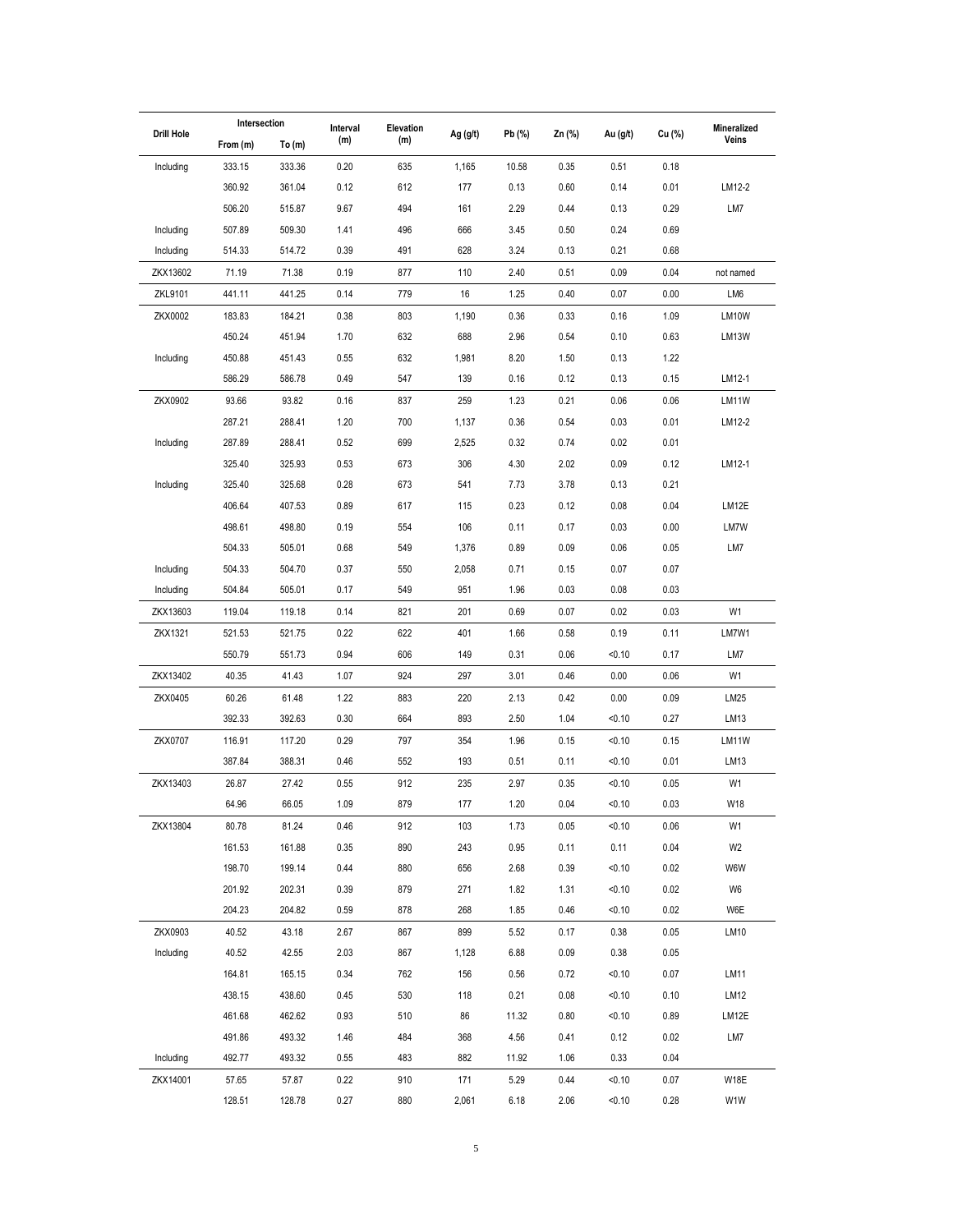| Drill Hole | Intersection | | Interval (m) | Elevation (m) | Ag (g/t) | Pb (%) | Zn (%) | Au (g/t) | Cu (%) | Mineralized Veins |
|---|---|---|---|---|---|---|---|---|---|---|
| | From (m) | To (m) | | | | | | | | |
| Including | 333.15 | 333.36 | 0.20 | 635 | 1,165 | 10.58 | 0.35 | 0.51 | 0.18 | |
| | 360.92 | 361.04 | 0.12 | 612 | 177 | 0.13 | 0.60 | 0.14 | 0.01 | LM12-2 |
| | 506.20 | 515.87 | 9.67 | 494 | 161 | 2.29 | 0.44 | 0.13 | 0.29 | LM7 |
| Including | 507.89 | 509.30 | 1.41 | 496 | 666 | 3.45 | 0.50 | 0.24 | 0.69 | |
| Including | 514.33 | 514.72 | 0.39 | 491 | 628 | 3.24 | 0.13 | 0.21 | 0.68 | |
| ZKX13602 | 71.19 | 71.38 | 0.19 | 877 | 110 | 2.40 | 0.51 | 0.09 | 0.04 | not named |
| ZKL9101 | 441.11 | 441.25 | 0.14 | 779 | 16 | 1.25 | 0.40 | 0.07 | 0.00 | LM6 |
| ZKX0002 | 183.83 | 184.21 | 0.38 | 803 | 1,190 | 0.36 | 0.33 | 0.16 | 1.09 | LM10W |
| | 450.24 | 451.94 | 1.70 | 632 | 688 | 2.96 | 0.54 | 0.10 | 0.63 | LM13W |
| Including | 450.88 | 451.43 | 0.55 | 632 | 1,981 | 8.20 | 1.50 | 0.13 | 1.22 | |
| | 586.29 | 586.78 | 0.49 | 547 | 139 | 0.16 | 0.12 | 0.13 | 0.15 | LM12-1 |
| ZKX0902 | 93.66 | 93.82 | 0.16 | 837 | 259 | 1.23 | 0.21 | 0.06 | 0.06 | LM11W |
| | 287.21 | 288.41 | 1.20 | 700 | 1,137 | 0.36 | 0.54 | 0.03 | 0.01 | LM12-2 |
| Including | 287.89 | 288.41 | 0.52 | 699 | 2,525 | 0.32 | 0.74 | 0.02 | 0.01 | |
| | 325.40 | 325.93 | 0.53 | 673 | 306 | 4.30 | 2.02 | 0.09 | 0.12 | LM12-1 |
| Including | 325.40 | 325.68 | 0.28 | 673 | 541 | 7.73 | 3.78 | 0.13 | 0.21 | |
| | 406.64 | 407.53 | 0.89 | 617 | 115 | 0.23 | 0.12 | 0.08 | 0.04 | LM12E |
| | 498.61 | 498.80 | 0.19 | 554 | 106 | 0.11 | 0.17 | 0.03 | 0.00 | LM7W |
| | 504.33 | 505.01 | 0.68 | 549 | 1,376 | 0.89 | 0.09 | 0.06 | 0.05 | LM7 |
| Including | 504.33 | 504.70 | 0.37 | 550 | 2,058 | 0.71 | 0.15 | 0.07 | 0.07 | |
| Including | 504.84 | 505.01 | 0.17 | 549 | 951 | 1.96 | 0.03 | 0.08 | 0.03 | |
| ZKX13603 | 119.04 | 119.18 | 0.14 | 821 | 201 | 0.69 | 0.07 | 0.02 | 0.03 | W1 |
| ZKX1321 | 521.53 | 521.75 | 0.22 | 622 | 401 | 1.66 | 0.58 | 0.19 | 0.11 | LM7W1 |
| | 550.79 | 551.73 | 0.94 | 606 | 149 | 0.31 | 0.06 | <0.10 | 0.17 | LM7 |
| ZKX13402 | 40.35 | 41.43 | 1.07 | 924 | 297 | 3.01 | 0.46 | 0.00 | 0.06 | W1 |
| ZKX0405 | 60.26 | 61.48 | 1.22 | 883 | 220 | 2.13 | 0.42 | 0.00 | 0.09 | LM25 |
| | 392.33 | 392.63 | 0.30 | 664 | 893 | 2.50 | 1.04 | <0.10 | 0.27 | LM13 |
| ZKX0707 | 116.91 | 117.20 | 0.29 | 797 | 354 | 1.96 | 0.15 | <0.10 | 0.15 | LM11W |
| | 387.84 | 388.31 | 0.46 | 552 | 193 | 0.51 | 0.11 | <0.10 | 0.01 | LM13 |
| ZKX13403 | 26.87 | 27.42 | 0.55 | 912 | 235 | 2.97 | 0.35 | <0.10 | 0.05 | W1 |
| | 64.96 | 66.05 | 1.09 | 879 | 177 | 1.20 | 0.04 | <0.10 | 0.03 | W18 |
| ZKX13804 | 80.78 | 81.24 | 0.46 | 912 | 103 | 1.73 | 0.05 | <0.10 | 0.06 | W1 |
| | 161.53 | 161.88 | 0.35 | 890 | 243 | 0.95 | 0.11 | 0.11 | 0.04 | W2 |
| | 198.70 | 199.14 | 0.44 | 880 | 656 | 2.68 | 0.39 | <0.10 | 0.02 | W6W |
| | 201.92 | 202.31 | 0.39 | 879 | 271 | 1.82 | 1.31 | <0.10 | 0.02 | W6 |
| | 204.23 | 204.82 | 0.59 | 878 | 268 | 1.85 | 0.46 | <0.10 | 0.02 | W6E |
| ZKX0903 | 40.52 | 43.18 | 2.67 | 867 | 899 | 5.52 | 0.17 | 0.38 | 0.05 | LM10 |
| Including | 40.52 | 42.55 | 2.03 | 867 | 1,128 | 6.88 | 0.09 | 0.38 | 0.05 | |
| | 164.81 | 165.15 | 0.34 | 762 | 156 | 0.56 | 0.72 | <0.10 | 0.07 | LM11 |
| | 438.15 | 438.60 | 0.45 | 530 | 118 | 0.21 | 0.08 | <0.10 | 0.10 | LM12 |
| | 461.68 | 462.62 | 0.93 | 510 | 86 | 11.32 | 0.80 | <0.10 | 0.89 | LM12E |
| | 491.86 | 493.32 | 1.46 | 484 | 368 | 4.56 | 0.41 | 0.12 | 0.02 | LM7 |
| Including | 492.77 | 493.32 | 0.55 | 483 | 882 | 11.92 | 1.06 | 0.33 | 0.04 | |
| ZKX14001 | 57.65 | 57.87 | 0.22 | 910 | 171 | 5.29 | 0.44 | <0.10 | 0.07 | W18E |
| | 128.51 | 128.78 | 0.27 | 880 | 2,061 | 6.18 | 2.06 | <0.10 | 0.28 | W1W |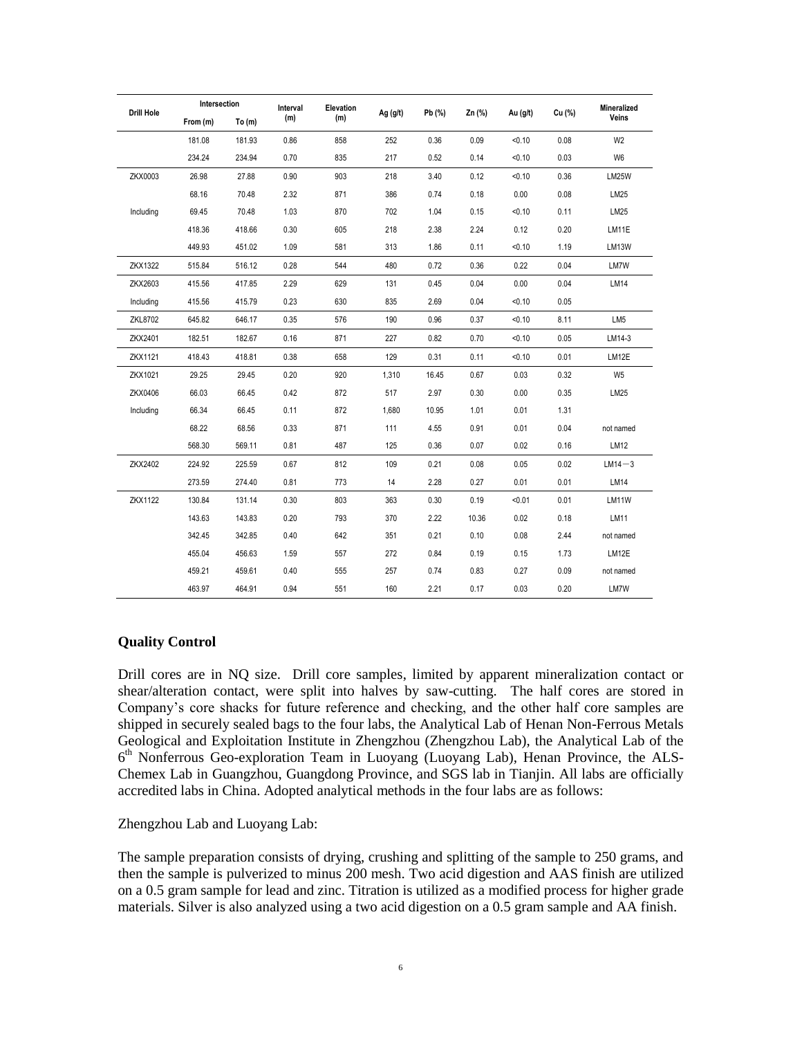| Drill Hole | Intersection | | Interval (m) | Elevation (m) | Ag (g/t) | Pb (%) | Zn (%) | Au (g/t) | Cu (%) | Mineralized Veins |
|---|---|---|---|---|---|---|---|---|---|---|
| | From (m) | To (m) | | | | | | | | |
| | 181.08 | 181.93 | 0.86 | 858 | 252 | 0.36 | 0.09 | <0.10 | 0.08 | W2 |
| | 234.24 | 234.94 | 0.70 | 835 | 217 | 0.52 | 0.14 | <0.10 | 0.03 | W6 |
| ZKX0003 | 26.98 | 27.88 | 0.90 | 903 | 218 | 3.40 | 0.12 | <0.10 | 0.36 | LM25W |
| | 68.16 | 70.48 | 2.32 | 871 | 386 | 0.74 | 0.18 | 0.00 | 0.08 | LM25 |
| Including | 69.45 | 70.48 | 1.03 | 870 | 702 | 1.04 | 0.15 | <0.10 | 0.11 | LM25 |
| | 418.36 | 418.66 | 0.30 | 605 | 218 | 2.38 | 2.24 | 0.12 | 0.20 | LM11E |
| | 449.93 | 451.02 | 1.09 | 581 | 313 | 1.86 | 0.11 | <0.10 | 1.19 | LM13W |
| ZKX1322 | 515.84 | 516.12 | 0.28 | 544 | 480 | 0.72 | 0.36 | 0.22 | 0.04 | LM7W |
| ZKX2603 | 415.56 | 417.85 | 2.29 | 629 | 131 | 0.45 | 0.04 | 0.00 | 0.04 | LM14 |
| Including | 415.56 | 415.79 | 0.23 | 630 | 835 | 2.69 | 0.04 | <0.10 | 0.05 | |
| ZKL8702 | 645.82 | 646.17 | 0.35 | 576 | 190 | 0.96 | 0.37 | <0.10 | 8.11 | LM5 |
| ZKX2401 | 182.51 | 182.67 | 0.16 | 871 | 227 | 0.82 | 0.70 | <0.10 | 0.05 | LM14-3 |
| ZKX1121 | 418.43 | 418.81 | 0.38 | 658 | 129 | 0.31 | 0.11 | <0.10 | 0.01 | LM12E |
| ZKX1021 | 29.25 | 29.45 | 0.20 | 920 | 1,310 | 16.45 | 0.67 | 0.03 | 0.32 | W5 |
| ZKX0406 | 66.03 | 66.45 | 0.42 | 872 | 517 | 2.97 | 0.30 | 0.00 | 0.35 | LM25 |
| Including | 66.34 | 66.45 | 0.11 | 872 | 1,680 | 10.95 | 1.01 | 0.01 | 1.31 | |
| | 68.22 | 68.56 | 0.33 | 871 | 111 | 4.55 | 0.91 | 0.01 | 0.04 | not named |
| | 568.30 | 569.11 | 0.81 | 487 | 125 | 0.36 | 0.07 | 0.02 | 0.16 | LM12 |
| ZKX2402 | 224.92 | 225.59 | 0.67 | 812 | 109 | 0.21 | 0.08 | 0.05 | 0.02 | LM14－3 |
| | 273.59 | 274.40 | 0.81 | 773 | 14 | 2.28 | 0.27 | 0.01 | 0.01 | LM14 |
| ZKX1122 | 130.84 | 131.14 | 0.30 | 803 | 363 | 0.30 | 0.19 | <0.01 | 0.01 | LM11W |
| | 143.63 | 143.83 | 0.20 | 793 | 370 | 2.22 | 10.36 | 0.02 | 0.18 | LM11 |
| | 342.45 | 342.85 | 0.40 | 642 | 351 | 0.21 | 0.10 | 0.08 | 2.44 | not named |
| | 455.04 | 456.63 | 1.59 | 557 | 272 | 0.84 | 0.19 | 0.15 | 1.73 | LM12E |
| | 459.21 | 459.61 | 0.40 | 555 | 257 | 0.74 | 0.83 | 0.27 | 0.09 | not named |
| | 463.97 | 464.91 | 0.94 | 551 | 160 | 2.21 | 0.17 | 0.03 | 0.20 | LM7W |

**Quality Control**

Drill cores are in NQ size. Drill core samples, limited by apparent mineralization contact or shear/alteration contact, were split into halves by saw-cutting. The half cores are stored in Company's core shacks for future reference and checking, and the other half core samples are shipped in securely sealed bags to the four labs, the Analytical Lab of Henan Non-Ferrous Metals Geological and Exploitation Institute in Zhengzhou (Zhengzhou Lab), the Analytical Lab of the 6th Nonferrous Geo-exploration Team in Luoyang (Luoyang Lab), Henan Province, the ALS-Chemex Lab in Guangzhou, Guangdong Province, and SGS lab in Tianjin. All labs are officially accredited labs in China. Adopted analytical methods in the four labs are as follows:

Zhengzhou Lab and Luoyang Lab:

The sample preparation consists of drying, crushing and splitting of the sample to 250 grams, and then the sample is pulverized to minus 200 mesh. Two acid digestion and AAS finish are utilized on a 0.5 gram sample for lead and zinc. Titration is utilized as a modified process for higher grade materials. Silver is also analyzed using a two acid digestion on a 0.5 gram sample and AA finish.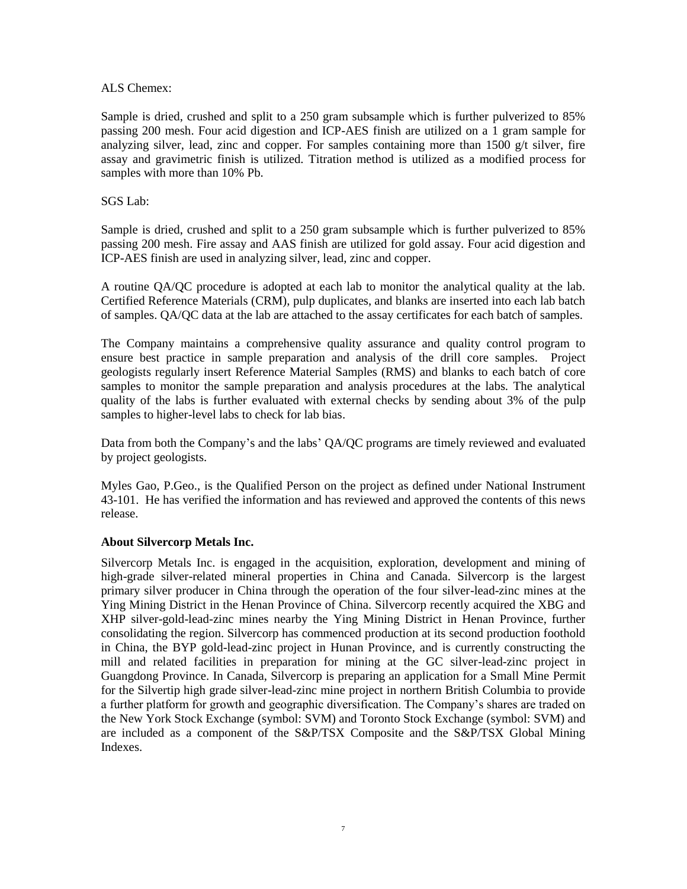ALS Chemex:

Sample is dried, crushed and split to a 250 gram subsample which is further pulverized to 85% passing 200 mesh. Four acid digestion and ICP-AES finish are utilized on a 1 gram sample for analyzing silver, lead, zinc and copper. For samples containing more than 1500 g/t silver, fire assay and gravimetric finish is utilized. Titration method is utilized as a modified process for samples with more than 10% Pb.

SGS Lab:

Sample is dried, crushed and split to a 250 gram subsample which is further pulverized to 85% passing 200 mesh. Fire assay and AAS finish are utilized for gold assay. Four acid digestion and ICP-AES finish are used in analyzing silver, lead, zinc and copper.

A routine QA/QC procedure is adopted at each lab to monitor the analytical quality at the lab. Certified Reference Materials (CRM), pulp duplicates, and blanks are inserted into each lab batch of samples. QA/QC data at the lab are attached to the assay certificates for each batch of samples.

The Company maintains a comprehensive quality assurance and quality control program to ensure best practice in sample preparation and analysis of the drill core samples. Project geologists regularly insert Reference Material Samples (RMS) and blanks to each batch of core samples to monitor the sample preparation and analysis procedures at the labs. The analytical quality of the labs is further evaluated with external checks by sending about 3% of the pulp samples to higher-level labs to check for lab bias.

Data from both the Company's and the labs' QA/QC programs are timely reviewed and evaluated by project geologists.

Myles Gao, P.Geo., is the Qualified Person on the project as defined under National Instrument 43-101. He has verified the information and has reviewed and approved the contents of this news release.

**About Silvercorp Metals Inc.**

Silvercorp Metals Inc. is engaged in the acquisition, exploration, development and mining of high-grade silver-related mineral properties in China and Canada. Silvercorp is the largest primary silver producer in China through the operation of the four silver-lead-zinc mines at the Ying Mining District in the Henan Province of China. Silvercorp recently acquired the XBG and XHP silver-gold-lead-zinc mines nearby the Ying Mining District in Henan Province, further consolidating the region. Silvercorp has commenced production at its second production foothold in China, the BYP gold-lead-zinc project in Hunan Province, and is currently constructing the mill and related facilities in preparation for mining at the GC silver-lead-zinc project in Guangdong Province. In Canada, Silvercorp is preparing an application for a Small Mine Permit for the Silvertip high grade silver-lead-zinc mine project in northern British Columbia to provide a further platform for growth and geographic diversification. The Company's shares are traded on the New York Stock Exchange (symbol: SVM) and Toronto Stock Exchange (symbol: SVM) and are included as a component of the S&P/TSX Composite and the S&P/TSX Global Mining Indexes.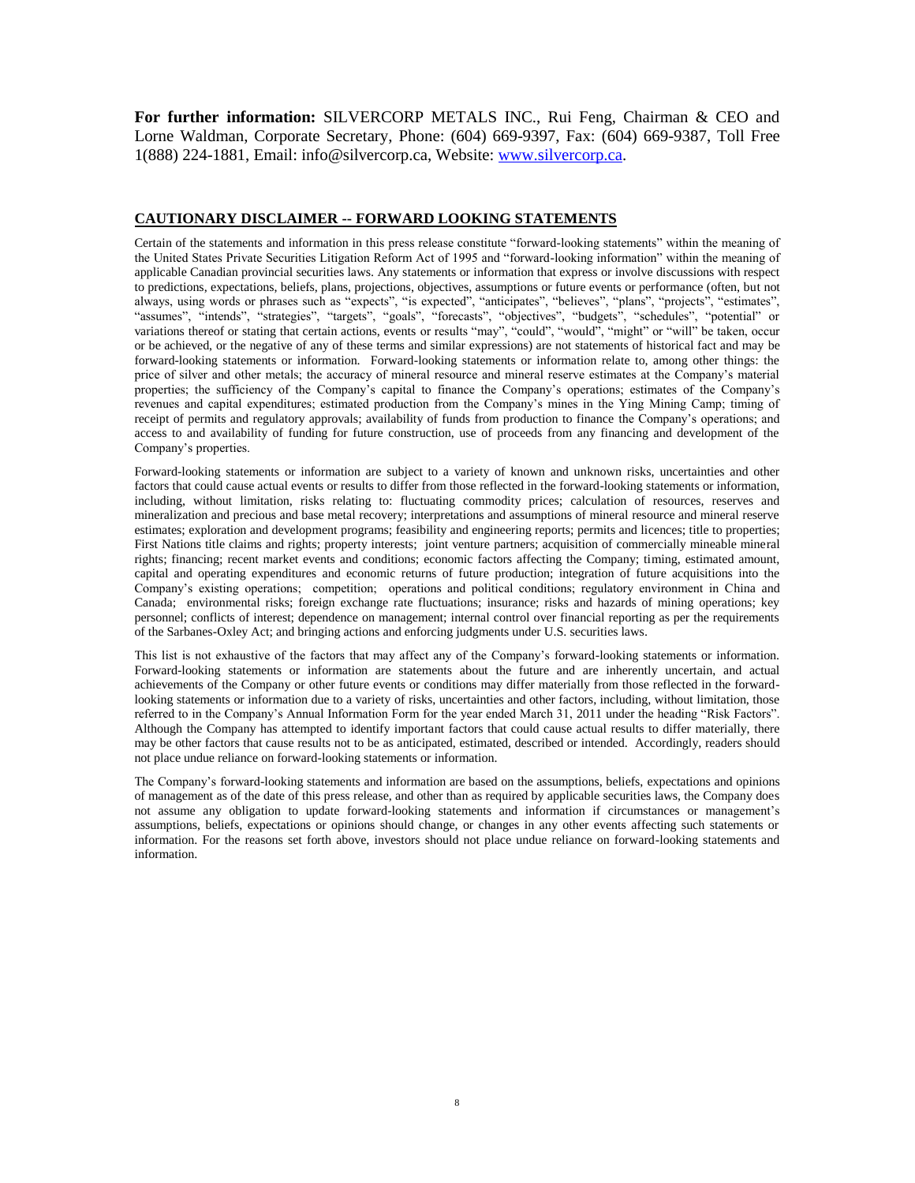**For further information:** SILVERCORP METALS INC., Rui Feng, Chairman & CEO and Lorne Waldman, Corporate Secretary, Phone: (604) 669-9397, Fax: (604) 669-9387, Toll Free 1(888) 224-1881, Email: info@silvercorp.ca, Website: [www.silvercorp.ca](http://www.silvercorp.ca).

## CAUTIONARY DISCLAIMER -- FORWARD LOOKING STATEMENTS

Certain of the statements and information in this press release constitute "forward-looking statements" within the meaning of the United States Private Securities Litigation Reform Act of 1995 and "forward-looking information" within the meaning of applicable Canadian provincial securities laws. Any statements or information that express or involve discussions with respect to predictions, expectations, beliefs, plans, projections, objectives, assumptions or future events or performance (often, but not always, using words or phrases such as "expects", "is expected", "anticipates", "believes", "plans", "projects", "estimates", "assumes", "intends", "strategies", "targets", "goals", "forecasts", "objectives", "budgets", "schedules", "potential" or variations thereof or stating that certain actions, events or results "may", "could", "would", "might" or "will" be taken, occur or be achieved, or the negative of any of these terms and similar expressions) are not statements of historical fact and may be forward-looking statements or information. Forward-looking statements or information relate to, among other things: the price of silver and other metals; the accuracy of mineral resource and mineral reserve estimates at the Company's material properties; the sufficiency of the Company's capital to finance the Company's operations; estimates of the Company's revenues and capital expenditures; estimated production from the Company's mines in the Ying Mining Camp; timing of receipt of permits and regulatory approvals; availability of funds from production to finance the Company's operations; and access to and availability of funding for future construction, use of proceeds from any financing and development of the Company's properties.

Forward-looking statements or information are subject to a variety of known and unknown risks, uncertainties and other factors that could cause actual events or results to differ from those reflected in the forward-looking statements or information, including, without limitation, risks relating to: fluctuating commodity prices; calculation of resources, reserves and mineralization and precious and base metal recovery; interpretations and assumptions of mineral resource and mineral reserve estimates; exploration and development programs; feasibility and engineering reports; permits and licences; title to properties; First Nations title claims and rights; property interests; joint venture partners; acquisition of commercially mineable mineral rights; financing; recent market events and conditions; economic factors affecting the Company; timing, estimated amount, capital and operating expenditures and economic returns of future production; integration of future acquisitions into the Company's existing operations; competition; operations and political conditions; regulatory environment in China and Canada; environmental risks; foreign exchange rate fluctuations; insurance; risks and hazards of mining operations; key personnel; conflicts of interest; dependence on management; internal control over financial reporting as per the requirements of the Sarbanes-Oxley Act; and bringing actions and enforcing judgments under U.S. securities laws.

This list is not exhaustive of the factors that may affect any of the Company's forward-looking statements or information. Forward-looking statements or information are statements about the future and are inherently uncertain, and actual achievements of the Company or other future events or conditions may differ materially from those reflected in the forward-looking statements or information due to a variety of risks, uncertainties and other factors, including, without limitation, those referred to in the Company's Annual Information Form for the year ended March 31, 2011 under the heading "Risk Factors". Although the Company has attempted to identify important factors that could cause actual results to differ materially, there may be other factors that cause results not to be as anticipated, estimated, described or intended. Accordingly, readers should not place undue reliance on forward-looking statements or information.

The Company's forward-looking statements and information are based on the assumptions, beliefs, expectations and opinions of management as of the date of this press release, and other than as required by applicable securities laws, the Company does not assume any obligation to update forward-looking statements and information if circumstances or management's assumptions, beliefs, expectations or opinions should change, or changes in any other events affecting such statements or information. For the reasons set forth above, investors should not place undue reliance on forward-looking statements and information.